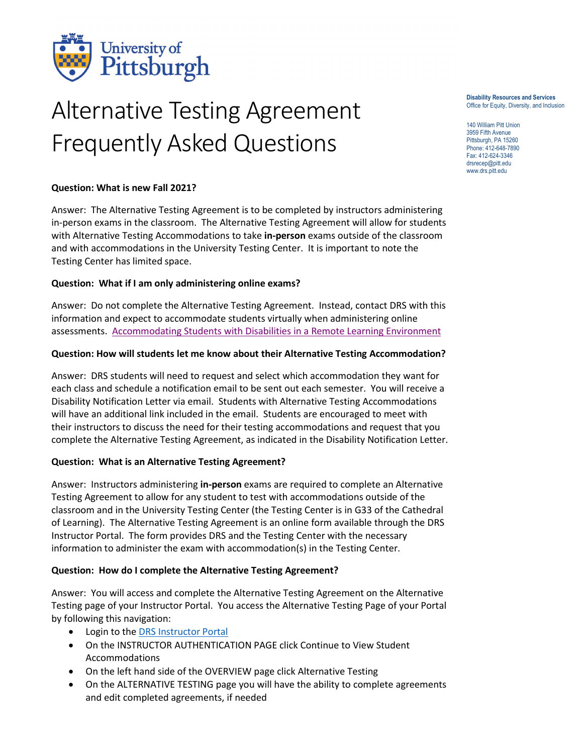University of Pittsburgh

# Alternative Testing Agreement Frequently Asked Questions

**Disability Resources and Services**
Office for Equity, Diversity, and Inclusion

140 William Pitt Union
3959 Fifth Avenue
Pittsburgh, PA 15260
Phone: 412-648-7890
Fax: 412-624-3346
drsrecep@pitt.edu
www.drs.pitt.edu

**Question: What is new Fall 2021?**

Answer: The Alternative Testing Agreement is to be completed by instructors administering in-person exams in the classroom. The Alternative Testing Agreement will allow for students with Alternative Testing Accommodations to take **in-person** exams outside of the classroom and with accommodations in the University Testing Center. It is important to note the Testing Center has limited space.

**Question: What if I am only administering online exams?**

Answer: Do not complete the Alternative Testing Agreement. Instead, contact DRS with this information and expect to accommodate students virtually when administering online assessments. [Accommodating Students with Disabilities in a Remote Learning Environment]

**Question: How will students let me know about their Alternative Testing Accommodation?**

Answer: DRS students will need to request and select which accommodation they want for each class and schedule a notification email to be sent out each semester. You will receive a Disability Notification Letter via email. Students with Alternative Testing Accommodations will have an additional link included in the email. Students are encouraged to meet with their instructors to discuss the need for their testing accommodations and request that you complete the Alternative Testing Agreement, as indicated in the Disability Notification Letter.

**Question: What is an Alternative Testing Agreement?**

Answer: Instructors administering **in-person** exams are required to complete an Alternative Testing Agreement to allow for any student to test with accommodations outside of the classroom and in the University Testing Center (the Testing Center is in G33 of the Cathedral of Learning). The Alternative Testing Agreement is an online form available through the DRS Instructor Portal. The form provides DRS and the Testing Center with the necessary information to administer the exam with accommodation(s) in the Testing Center.

**Question: How do I complete the Alternative Testing Agreement?**

Answer: You will access and complete the Alternative Testing Agreement on the Alternative Testing page of your Instructor Portal. You access the Alternative Testing Page of your Portal by following this navigation:

- Login to the DRS Instructor Portal
- On the INSTRUCTOR AUTHENTICATION PAGE click Continue to View Student Accommodations
- On the left hand side of the OVERVIEW page click Alternative Testing
- On the ALTERNATIVE TESTING page you will have the ability to complete agreements and edit completed agreements, if needed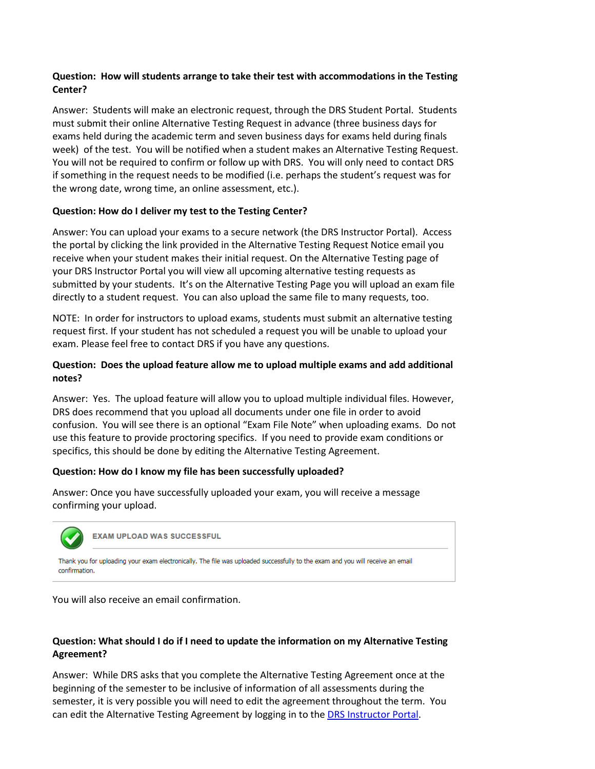**Question: How will students arrange to take their test with accommodations in the Testing Center?**

Answer: Students will make an electronic request, through the DRS Student Portal. Students must submit their online Alternative Testing Request in advance (three business days for exams held during the academic term and seven business days for exams held during finals week) of the test. You will be notified when a student makes an Alternative Testing Request. You will not be required to confirm or follow up with DRS. You will only need to contact DRS if something in the request needs to be modified (i.e. perhaps the student's request was for the wrong date, wrong time, an online assessment, etc.).

**Question: How do I deliver my test to the Testing Center?**

Answer: You can upload your exams to a secure network (the DRS Instructor Portal). Access the portal by clicking the link provided in the Alternative Testing Request Notice email you receive when your student makes their initial request. On the Alternative Testing page of your DRS Instructor Portal you will view all upcoming alternative testing requests as submitted by your students. It's on the Alternative Testing Page you will upload an exam file directly to a student request. You can also upload the same file to many requests, too.

NOTE: In order for instructors to upload exams, students must submit an alternative testing request first. If your student has not scheduled a request you will be unable to upload your exam. Please feel free to contact DRS if you have any questions.

**Question: Does the upload feature allow me to upload multiple exams and add additional notes?**

Answer: Yes. The upload feature will allow you to upload multiple individual files. However, DRS does recommend that you upload all documents under one file in order to avoid confusion. You will see there is an optional "Exam File Note" when uploading exams. Do not use this feature to provide proctoring specifics. If you need to provide exam conditions or specifics, this should be done by editing the Alternative Testing Agreement.

**Question: How do I know my file has been successfully uploaded?**

Answer: Once you have successfully uploaded your exam, you will receive a message confirming your upload.

> **EXAM UPLOAD WAS SUCCESSFUL**
>
> Thank you for uploading your exam electronically. The file was uploaded successfully to the exam and you will receive an email confirmation.

You will also receive an email confirmation.

**Question: What should I do if I need to update the information on my Alternative Testing Agreement?**

Answer: While DRS asks that you complete the Alternative Testing Agreement once at the beginning of the semester to be inclusive of information of all assessments during the semester, it is very possible you will need to edit the agreement throughout the term. You can edit the Alternative Testing Agreement by logging in to the DRS Instructor Portal.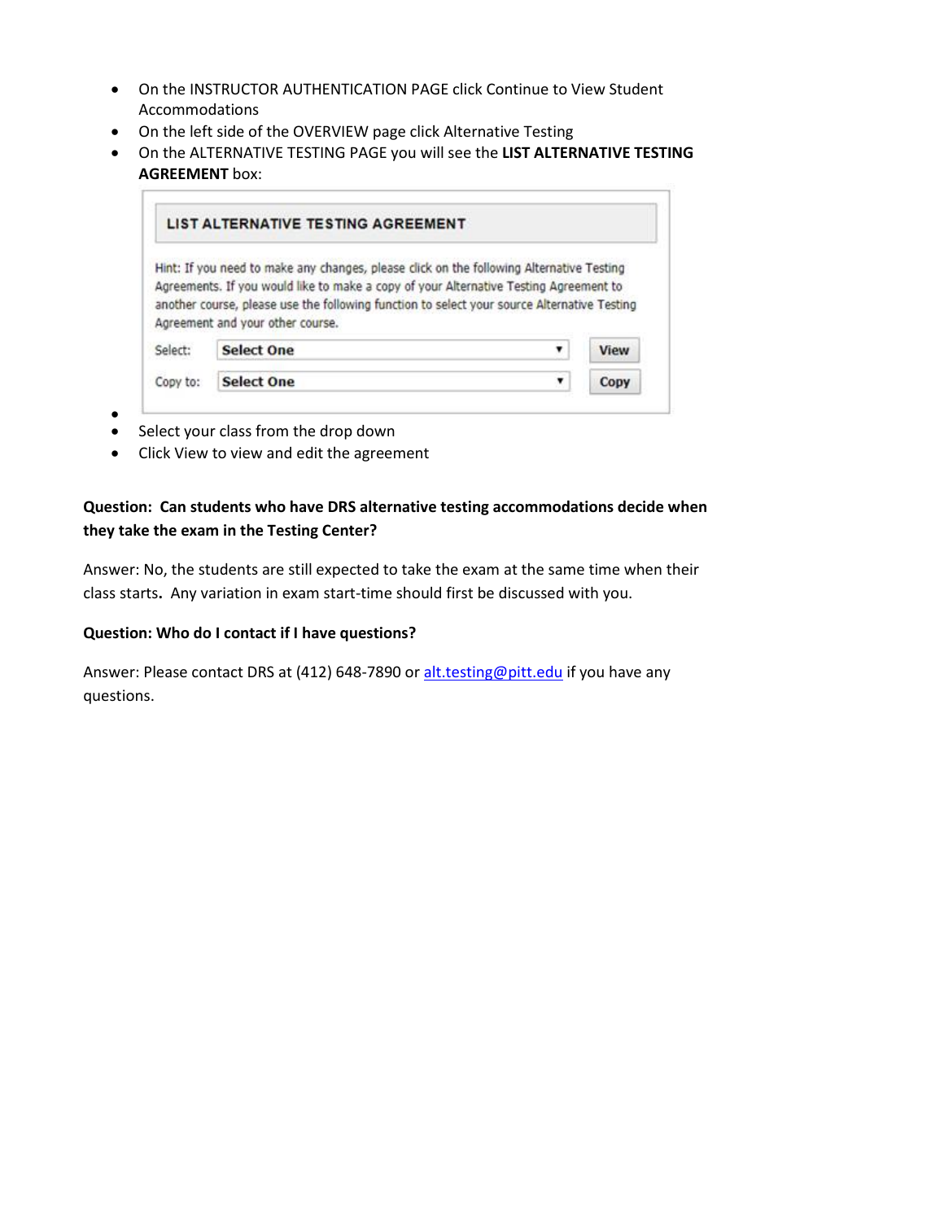- On the INSTRUCTOR AUTHENTICATION PAGE click Continue to View Student Accommodations
- On the left side of the OVERVIEW page click Alternative Testing
- On the ALTERNATIVE TESTING PAGE you will see the **LIST ALTERNATIVE TESTING AGREEMENT** box:

LIST ALTERNATIVE TESTING AGREEMENT

Hint: If you need to make any changes, please click on the following Alternative Testing Agreements. If you would like to make a copy of your Alternative Testing Agreement to another course, please use the following function to select your source Alternative Testing Agreement and your other course.

Select: Select One View

Copy to: Select One Copy

- Select your class from the drop down
- Click View to view and edit the agreement

**Question: Can students who have DRS alternative testing accommodations decide when they take the exam in the Testing Center?**

Answer: No, the students are still expected to take the exam at the same time when their class starts. Any variation in exam start-time should first be discussed with you.

**Question: Who do I contact if I have questions?**

Answer: Please contact DRS at (412) 648-7890 or alt.testing@pitt.edu if you have any questions.